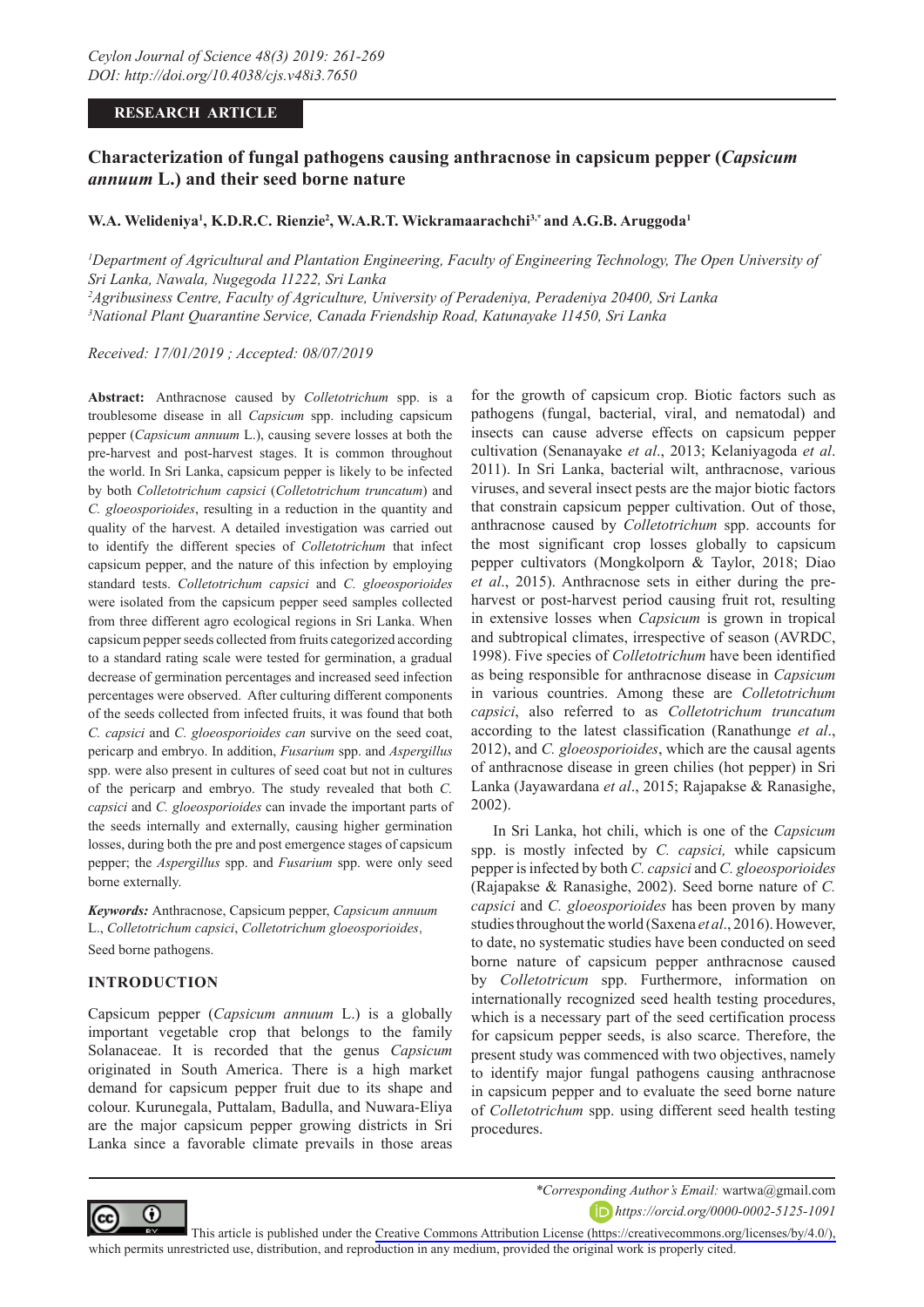RESEARCH ARTICLE

# Characterization of fungal pathogens causing anthracnose in capsicum pepper (*Capsicum annuum* L.) and their seed borne nature

**W.A. Welideniya[1], K.D.R.C. Rienzie[2], W.A.R.T. Wickramaarachchi[3,*] and A.G.B. Aruggoda[1]**

*[1]Department of Agricultural and Plantation Engineering, Faculty of Engineering Technology, The Open University of Sri Lanka, Nawala, Nugegoda 11222, Sri Lanka*
*[2]Agribusiness Centre, Faculty of Agriculture, University of Peradeniya, Peradeniya 20400, Sri Lanka*
*[3]National Plant Quarantine Service, Canada Friendship Road, Katunayake 11450, Sri Lanka*

*Received: 17/01/2019 ; Accepted: 08/07/2019*

**Abstract:** Anthracnose caused by *Colletotrichum* spp. is a troublesome disease in all *Capsicum* spp. including capsicum pepper (*Capsicum annuum* L.), causing severe losses at both the pre-harvest and post-harvest stages. It is common throughout the world. In Sri Lanka, capsicum pepper is likely to be infected by both *Colletotrichum capsici* (*Colletotrichum truncatum*) and *C. gloeosporioides*, resulting in a reduction in the quantity and quality of the harvest. A detailed investigation was carried out to identify the different species of *Colletotrichum* that infect capsicum pepper, and the nature of this infection by employing standard tests. *Colletotrichum capsici* and *C. gloeosporioides* were isolated from the capsicum pepper seed samples collected from three different agro ecological regions in Sri Lanka. When capsicum pepper seeds collected from fruits categorized according to a standard rating scale were tested for germination, a gradual decrease of germination percentages and increased seed infection percentages were observed. After culturing different components of the seeds collected from infected fruits, it was found that both *C. capsici* and *C. gloeosporioides can* survive on the seed coat, pericarp and embryo. In addition, *Fusarium* spp. and *Aspergillus* spp. were also present in cultures of seed coat but not in cultures of the pericarp and embryo. The study revealed that both *C. capsici* and *C. gloeosporioides* can invade the important parts of the seeds internally and externally, causing higher germination losses, during both the pre and post emergence stages of capsicum pepper; the *Aspergillus* spp. and *Fusarium* spp. were only seed borne externally.

***Keywords:*** Anthracnose, Capsicum pepper, *Capsicum annuum* L., *Colletotrichum capsici*, *Colletotrichum gloeosporioides*, Seed borne pathogens.

## INTRODUCTION

Capsicum pepper (*Capsicum annuum* L.) is a globally important vegetable crop that belongs to the family Solanaceae. It is recorded that the genus *Capsicum* originated in South America. There is a high market demand for capsicum pepper fruit due to its shape and colour. Kurunegala, Puttalam, Badulla, and Nuwara-Eliya are the major capsicum pepper growing districts in Sri Lanka since a favorable climate prevails in those areas for the growth of capsicum crop. Biotic factors such as pathogens (fungal, bacterial, viral, and nematodal) and insects can cause adverse effects on capsicum pepper cultivation (Senanayake *et al*., 2013; Kelaniyagoda *et al*. 2011). In Sri Lanka, bacterial wilt, anthracnose, various viruses, and several insect pests are the major biotic factors that constrain capsicum pepper cultivation. Out of those, anthracnose caused by *Colletotrichum* spp. accounts for the most significant crop losses globally to capsicum pepper cultivators (Mongkolporn & Taylor, 2018; Diao *et al*., 2015). Anthracnose sets in either during the pre-harvest or post-harvest period causing fruit rot, resulting in extensive losses when *Capsicum* is grown in tropical and subtropical climates, irrespective of season (AVRDC, 1998). Five species of *Colletotrichum* have been identified as being responsible for anthracnose disease in *Capsicum* in various countries. Among these are *Colletotrichum capsici*, also referred to as *Colletotrichum truncatum* according to the latest classification (Ranathunge *et al*., 2012), and *C. gloeosporioides*, which are the causal agents of anthracnose disease in green chilies (hot pepper) in Sri Lanka (Jayawardana *et al*., 2015; Rajapakse & Ranasighe, 2002).

In Sri Lanka, hot chili, which is one of the *Capsicum* spp. is mostly infected by *C. capsici,* while capsicum pepper is infected by both *C. capsici* and *C. gloeosporioides* (Rajapakse & Ranasighe, 2002). Seed borne nature of *C. capsici* and *C. gloeosporioides* has been proven by many studies throughout the world (Saxena *et al*., 2016). However, to date, no systematic studies have been conducted on seed borne nature of capsicum pepper anthracnose caused by *Colletotricum* spp. Furthermore, information on internationally recognized seed health testing procedures, which is a necessary part of the seed certification process for capsicum pepper seeds, is also scarce. Therefore, the present study was commenced with two objectives, namely to identify major fungal pathogens causing anthracnose in capsicum pepper and to evaluate the seed borne nature of *Colletotrichum* spp. using different seed health testing procedures.

*Corresponding Author's Email: wartwa@gmail.com
https://orcid.org/0000-0002-5125-1091

This article is published under the Creative Commons Attribution License (https://creativecommons.org/licenses/by/4.0/), which permits unrestricted use, distribution, and reproduction in any medium, provided the original work is properly cited.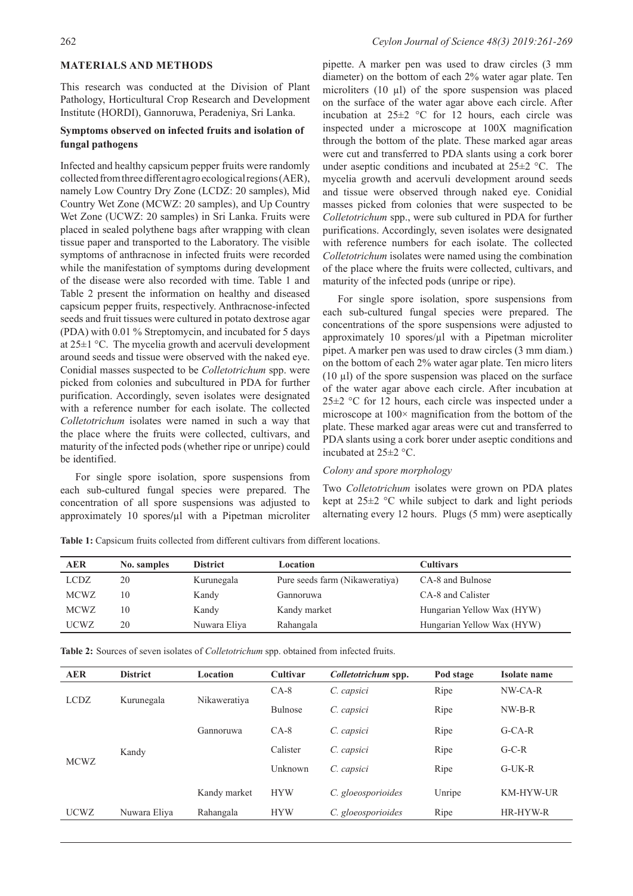## MATERIALS AND METHODS

This research was conducted at the Division of Plant Pathology, Horticultural Crop Research and Development Institute (HORDI), Gannoruwa, Peradeniya, Sri Lanka.

### Symptoms observed on infected fruits and isolation of fungal pathogens

Infected and healthy capsicum pepper fruits were randomly collected from three different agro ecological regions (AER), namely Low Country Dry Zone (LCDZ: 20 samples), Mid Country Wet Zone (MCWZ: 20 samples), and Up Country Wet Zone (UCWZ: 20 samples) in Sri Lanka. Fruits were placed in sealed polythene bags after wrapping with clean tissue paper and transported to the Laboratory. The visible symptoms of anthracnose in infected fruits were recorded while the manifestation of symptoms during development of the disease were also recorded with time. Table 1 and Table 2 present the information on healthy and diseased capsicum pepper fruits, respectively. Anthracnose-infected seeds and fruit tissues were cultured in potato dextrose agar (PDA) with 0.01 % Streptomycin, and incubated for 5 days at 25±1 °C. The mycelia growth and acervuli development around seeds and tissue were observed with the naked eye. Conidial masses suspected to be *Colletotrichum* spp. were picked from colonies and subcultured in PDA for further purification. Accordingly, seven isolates were designated with a reference number for each isolate. The collected *Colletotrichum* isolates were named in such a way that the place where the fruits were collected, cultivars, and maturity of the infected pods (whether ripe or unripe) could be identified.

For single spore isolation, spore suspensions from each sub-cultured fungal species were prepared. The concentration of all spore suspensions was adjusted to approximately 10 spores/µl with a Pipetman microliter pipette. A marker pen was used to draw circles (3 mm diameter) on the bottom of each 2% water agar plate. Ten microliters (10 µl) of the spore suspension was placed on the surface of the water agar above each circle. After incubation at 25±2 °C for 12 hours, each circle was inspected under a microscope at 100X magnification through the bottom of the plate. These marked agar areas were cut and transferred to PDA slants using a cork borer under aseptic conditions and incubated at 25±2 °C. The mycelia growth and acervuli development around seeds and tissue were observed through naked eye. Conidial masses picked from colonies that were suspected to be *Colletotrichum* spp., were sub cultured in PDA for further purifications. Accordingly, seven isolates were designated with reference numbers for each isolate. The collected *Colletotrichum* isolates were named using the combination of the place where the fruits were collected, cultivars, and maturity of the infected pods (unripe or ripe).

For single spore isolation, spore suspensions from each sub-cultured fungal species were prepared. The concentrations of the spore suspensions were adjusted to approximately 10 spores/µl with a Pipetman microliter pipet. A marker pen was used to draw circles (3 mm diam.) on the bottom of each 2% water agar plate. Ten micro liters (10 µl) of the spore suspension was placed on the surface of the water agar above each circle. After incubation at 25±2 °C for 12 hours, each circle was inspected under a microscope at 100× magnification from the bottom of the plate. These marked agar areas were cut and transferred to PDA slants using a cork borer under aseptic conditions and incubated at 25±2 °C.

*Colony and spore morphology*

Two *Colletotrichum* isolates were grown on PDA plates kept at 25±2 °C while subject to dark and light periods alternating every 12 hours. Plugs (5 mm) were aseptically

**Table 1:** Capsicum fruits collected from different cultivars from different locations.

| AER | No. samples | District | Location | Cultivars |
|---|---|---|---|---|
| LCDZ | 20 | Kurunegala | Pure seeds farm (Nikaweratiya) | CA-8 and Bulnose |
| MCWZ | 10 | Kandy | Gannoruwa | CA-8 and Calister |
| MCWZ | 10 | Kandy | Kandy market | Hungarian Yellow Wax (HYW) |
| UCWZ | 20 | Nuwara Eliya | Rahangala | Hungarian Yellow Wax (HYW) |

**Table 2:** Sources of seven isolates of *Colletotrichum* spp. obtained from infected fruits.

| AER | District | Location | Cultivar | *Colletotrichum* spp. | Pod stage | Isolate name |
|---|---|---|---|---|---|---|
| LCDZ | Kurunegala | Nikaweratiya | CA-8 | *C. capsici* | Ripe | NW-CA-R |
| | | | Bulnose | *C. capsici* | Ripe | NW-B-R |
| MCWZ | Kandy | Gannoruwa | CA-8 | *C. capsici* | Ripe | G-CA-R |
| | | | Calister | *C. capsici* | Ripe | G-C-R |
| | | | Unknown | *C. capsici* | Ripe | G-UK-R |
| | | Kandy market | HYW | *C. gloeosporioides* | Unripe | KM-HYW-UR |
| UCWZ | Nuwara Eliya | Rahangala | HYW | *C. gloeosporioides* | Ripe | HR-HYW-R |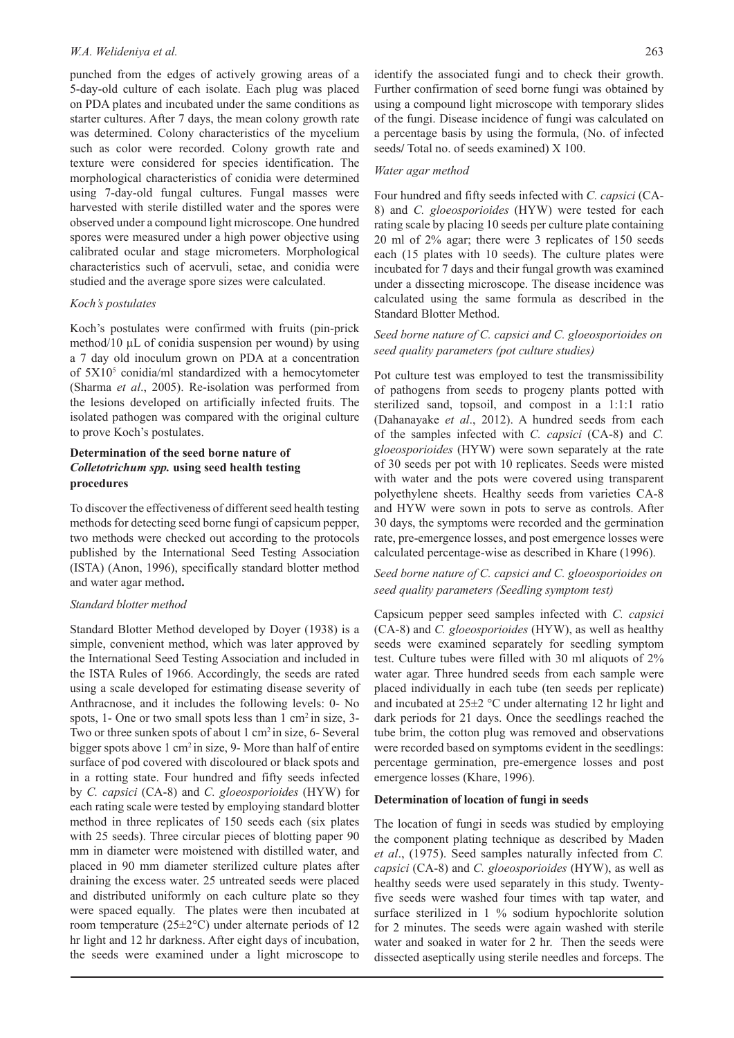punched from the edges of actively growing areas of a 5-day-old culture of each isolate. Each plug was placed on PDA plates and incubated under the same conditions as starter cultures. After 7 days, the mean colony growth rate was determined. Colony characteristics of the mycelium such as color were recorded. Colony growth rate and texture were considered for species identification. The morphological characteristics of conidia were determined using 7-day-old fungal cultures. Fungal masses were harvested with sterile distilled water and the spores were observed under a compound light microscope. One hundred spores were measured under a high power objective using calibrated ocular and stage micrometers. Morphological characteristics such of acervuli, setae, and conidia were studied and the average spore sizes were calculated.

*Koch's postulates*

Koch's postulates were confirmed with fruits (pin-prick method/10 µL of conidia suspension per wound) by using a 7 day old inoculum grown on PDA at a concentration of $5X10^5$ conidia/ml standardized with a hemocytometer (Sharma *et al*., 2005). Re-isolation was performed from the lesions developed on artificially infected fruits. The isolated pathogen was compared with the original culture to prove Koch's postulates.

**Determination of the seed borne nature of *Colletotrichum spp.* using seed health testing procedures**

To discover the effectiveness of different seed health testing methods for detecting seed borne fungi of capsicum pepper, two methods were checked out according to the protocols published by the International Seed Testing Association (ISTA) (Anon, 1996), specifically standard blotter method and water agar method**.**

*Standard blotter method*

Standard Blotter Method developed by Doyer (1938) is a simple, convenient method, which was later approved by the International Seed Testing Association and included in the ISTA Rules of 1966. Accordingly, the seeds are rated using a scale developed for estimating disease severity of Anthracnose, and it includes the following levels: 0- No spots, 1- One or two small spots less than 1 $cm^2$ in size, 3- Two or three sunken spots of about 1 $cm^2$ in size, 6- Several bigger spots above 1 $cm^2$ in size, 9- More than half of entire surface of pod covered with discoloured or black spots and in a rotting state. Four hundred and fifty seeds infected by *C. capsici* (CA-8) and *C. gloeosporioides* (HYW) for each rating scale were tested by employing standard blotter method in three replicates of 150 seeds each (six plates with 25 seeds). Three circular pieces of blotting paper 90 mm in diameter were moistened with distilled water, and placed in 90 mm diameter sterilized culture plates after draining the excess water. 25 untreated seeds were placed and distributed uniformly on each culture plate so they were spaced equally. The plates were then incubated at room temperature (25±2°C) under alternate periods of 12 hr light and 12 hr darkness. After eight days of incubation, the seeds were examined under a light microscope to identify the associated fungi and to check their growth. Further confirmation of seed borne fungi was obtained by using a compound light microscope with temporary slides of the fungi. Disease incidence of fungi was calculated on a percentage basis by using the formula, (No. of infected seeds/ Total no. of seeds examined) X 100.

*Water agar method*

Four hundred and fifty seeds infected with *C. capsici* (CA-8) and *C. gloeosporioides* (HYW) were tested for each rating scale by placing 10 seeds per culture plate containing 20 ml of 2% agar; there were 3 replicates of 150 seeds each (15 plates with 10 seeds). The culture plates were incubated for 7 days and their fungal growth was examined under a dissecting microscope. The disease incidence was calculated using the same formula as described in the Standard Blotter Method.

*Seed borne nature of C. capsici and C. gloeosporioides on seed quality parameters (pot culture studies)*

Pot culture test was employed to test the transmissibility of pathogens from seeds to progeny plants potted with sterilized sand, topsoil, and compost in a 1:1:1 ratio (Dahanayake *et al*., 2012). A hundred seeds from each of the samples infected with *C. capsici* (CA-8) and *C. gloeosporioides* (HYW) were sown separately at the rate of 30 seeds per pot with 10 replicates. Seeds were misted with water and the pots were covered using transparent polyethylene sheets. Healthy seeds from varieties CA-8 and HYW were sown in pots to serve as controls. After 30 days, the symptoms were recorded and the germination rate, pre-emergence losses, and post emergence losses were calculated percentage-wise as described in Khare (1996).

*Seed borne nature of C. capsici and C. gloeosporioides on seed quality parameters (Seedling symptom test)*

Capsicum pepper seed samples infected with *C. capsici* (CA-8) and *C. gloeosporioides* (HYW), as well as healthy seeds were examined separately for seedling symptom test. Culture tubes were filled with 30 ml aliquots of 2% water agar. Three hundred seeds from each sample were placed individually in each tube (ten seeds per replicate) and incubated at 25±2 °C under alternating 12 hr light and dark periods for 21 days. Once the seedlings reached the tube brim, the cotton plug was removed and observations were recorded based on symptoms evident in the seedlings: percentage germination, pre-emergence losses and post emergence losses (Khare, 1996).

**Determination of location of fungi in seeds**

The location of fungi in seeds was studied by employing the component plating technique as described by Maden *et al*., (1975). Seed samples naturally infected from *C. capsici* (CA-8) and *C. gloeosporioides* (HYW), as well as healthy seeds were used separately in this study. Twenty-five seeds were washed four times with tap water, and surface sterilized in 1 % sodium hypochlorite solution for 2 minutes. The seeds were again washed with sterile water and soaked in water for 2 hr. Then the seeds were dissected aseptically using sterile needles and forceps. The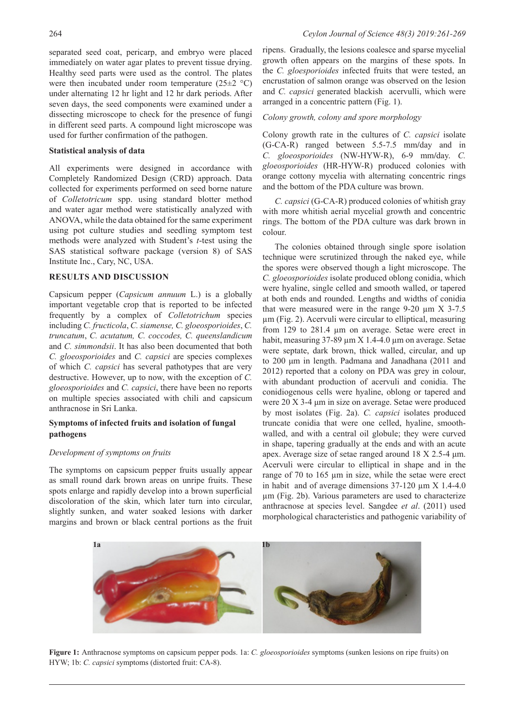separated seed coat, pericarp, and embryo were placed immediately on water agar plates to prevent tissue drying. Healthy seed parts were used as the control. The plates were then incubated under room temperature (25±2 °C) under alternating 12 hr light and 12 hr dark periods. After seven days, the seed components were examined under a dissecting microscope to check for the presence of fungi in different seed parts. A compound light microscope was used for further confirmation of the pathogen.

### Statistical analysis of data

All experiments were designed in accordance with Completely Randomized Design (CRD) approach. Data collected for experiments performed on seed borne nature of *Colletotricum* spp. using standard blotter method and water agar method were statistically analyzed with ANOVA, while the data obtained for the same experiment using pot culture studies and seedling symptom test methods were analyzed with Student's *t*-test using the SAS statistical software package (version 8) of SAS Institute Inc., Cary, NC, USA.

## RESULTS AND DISCUSSION

Capsicum pepper (*Capsicum annuum* L.) is a globally important vegetable crop that is reported to be infected frequently by a complex of *Colletotrichum* species including *C. fructicola*, *C. siamense, C. gloeosporioides*, *C. truncatum*, *C. acutatum, C. coccodes, C. queenslandicum* and *C. simmondsii*. It has also been documented that both *C. gloeosporioides* and *C. capsici* are species complexes of which *C. capsici* has several pathotypes that are very destructive. However, up to now, with the exception of *C. gloeosporioides* and *C. capsici*, there have been no reports on multiple species associated with chili and capsicum anthracnose in Sri Lanka.

### Symptoms of infected fruits and isolation of fungal pathogens

*Development of symptoms on fruits*

The symptoms on capsicum pepper fruits usually appear as small round dark brown areas on unripe fruits. These spots enlarge and rapidly develop into a brown superficial discoloration of the skin, which later turn into circular, slightly sunken, and water soaked lesions with darker margins and brown or black central portions as the fruit ripens. Gradually, the lesions coalesce and sparse mycelial growth often appears on the margins of these spots. In the *C. gloesporioides* infected fruits that were tested, an encrustation of salmon orange was observed on the lesion and *C. capsici* generated blackish acervulli, which were arranged in a concentric pattern (Fig. 1).

*Colony growth, colony and spore morphology*

Colony growth rate in the cultures of *C. capsici* isolate (G-CA-R) ranged between 5.5-7.5 mm/day and in *C. gloeosporioides* (NW-HYW-R), 6-9 mm/day. *C. gloeosporioides* (HR-HYW-R) produced colonies with orange cottony mycelia with alternating concentric rings and the bottom of the PDA culture was brown.

*C. capsici* (G-CA-R) produced colonies of whitish gray with more whitish aerial mycelial growth and concentric rings. The bottom of the PDA culture was dark brown in colour.

The colonies obtained through single spore isolation technique were scrutinized through the naked eye, while the spores were observed though a light microscope. The *C. gloeosporioides* isolate produced oblong conidia, which were hyaline, single celled and smooth walled, or tapered at both ends and rounded. Lengths and widths of conidia that were measured were in the range 9-20 µm X 3-7.5 µm (Fig. 2). Acervuli were circular to elliptical, measuring from 129 to 281.4 µm on average. Setae were erect in habit, measuring 37-89 µm X 1.4-4.0 µm on average. Setae were septate, dark brown, thick walled, circular, and up to 200 µm in length. Padmana and Janadhana (2011 and 2012) reported that a colony on PDA was grey in colour, with abundant production of acervuli and conidia. The conidiogenous cells were hyaline, oblong or tapered and were 20 X 3-4 µm in size on average. Setae were produced by most isolates (Fig. 2a). *C. capsici* isolates produced truncate conidia that were one celled, hyaline, smooth-walled, and with a central oil globule; they were curved in shape, tapering gradually at the ends and with an acute apex. Average size of setae ranged around 18 X 2.5-4 µm. Acervuli were circular to elliptical in shape and in the range of 70 to 165 µm in size, while the setae were erect in habit and of average dimensions 37-120 µm X 1.4-4.0 µm (Fig. 2b). Various parameters are used to characterize anthracnose at species level. Sangdee *et al*. (2011) used morphological characteristics and pathogenic variability of

**Figure 1:** Anthracnose symptoms on capsicum pepper pods. 1a: *C. gloeosporioides* symptoms (sunken lesions on ripe fruits) on HYW; 1b: *C. capsici* symptoms (distorted fruit: CA-8).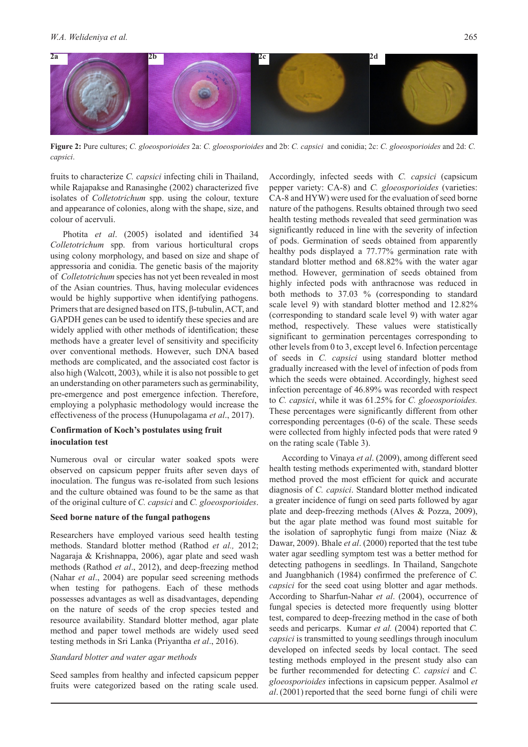**Figure 2:** Pure cultures; *C. gloeosporioides* 2a: *C. gloeosporioides* and 2b: *C. capsici* and conidia; 2c: *C. gloeosporioides* and 2d: *C. capsici*.

fruits to characterize *C. capsici* infecting chili in Thailand, while Rajapakse and Ranasinghe (2002) characterized five isolates of *Colletotrichum* spp. using the colour, texture and appearance of colonies, along with the shape, size, and colour of acervuli.

Photita *et al*. (2005) isolated and identified 34 *Colletotrichum* spp. from various horticultural crops using colony morphology, and based on size and shape of appressoria and conidia. The genetic basis of the majority of *Colletotrichum* species has not yet been revealed in most of the Asian countries. Thus, having molecular evidences would be highly supportive when identifying pathogens. Primers that are designed based on ITS, β-tubulin, ACT, and GAPDH genes can be used to identify these species and are widely applied with other methods of identification; these methods have a greater level of sensitivity and specificity over conventional methods. However, such DNA based methods are complicated, and the associated cost factor is also high (Walcott, 2003), while it is also not possible to get an understanding on other parameters such as germinability, pre-emergence and post emergence infection. Therefore, employing a polyphasic methodology would increase the effectiveness of the process (Hunupolagama *et al*., 2017).

**Confirmation of Koch's postulates using fruit inoculation test**

Numerous oval or circular water soaked spots were observed on capsicum pepper fruits after seven days of inoculation. The fungus was re-isolated from such lesions and the culture obtained was found to be the same as that of the original culture of *C. capsici* and *C. gloeosporioides*.

**Seed borne nature of the fungal pathogens**

Researchers have employed various seed health testing methods. Standard blotter method (Rathod *et al.,* 2012; Nagaraja & Krishnappa, 2006), agar plate and seed wash methods (Rathod *et al*., 2012), and deep-freezing method (Nahar *et al*., 2004) are popular seed screening methods when testing for pathogens. Each of these methods possesses advantages as well as disadvantages, depending on the nature of seeds of the crop species tested and resource availability. Standard blotter method, agar plate method and paper towel methods are widely used seed testing methods in Sri Lanka (Priyantha *et al*., 2016).

*Standard blotter and water agar methods*

Seed samples from healthy and infected capsicum pepper fruits were categorized based on the rating scale used. Accordingly, infected seeds with *C. capsici* (capsicum pepper variety: CA-8) and *C. gloeosporioides* (varieties: CA-8 and HYW) were used for the evaluation of seed borne nature of the pathogens. Results obtained through two seed health testing methods revealed that seed germination was significantly reduced in line with the severity of infection of pods. Germination of seeds obtained from apparently healthy pods displayed a 77.77% germination rate with standard blotter method and 68.82% with the water agar method. However, germination of seeds obtained from highly infected pods with anthracnose was reduced in both methods to 37.03 % (corresponding to standard scale level 9) with standard blotter method and 12.82% (corresponding to standard scale level 9) with water agar method, respectively. These values were statistically significant to germination percentages corresponding to other levels from 0 to 3, except level 6. Infection percentage of seeds in *C. capsici* using standard blotter method gradually increased with the level of infection of pods from which the seeds were obtained. Accordingly, highest seed infection percentage of 46.89% was recorded with respect to *C. capsici*, while it was 61.25% for *C. gloeosporioides.* These percentages were significantly different from other corresponding percentages (0-6) of the scale. These seeds were collected from highly infected pods that were rated 9 on the rating scale (Table 3).

According to Vinaya *et al*. (2009), among different seed health testing methods experimented with, standard blotter method proved the most efficient for quick and accurate diagnosis of *C. capsici*. Standard blotter method indicated a greater incidence of fungi on seed parts followed by agar plate and deep-freezing methods (Alves & Pozza, 2009), but the agar plate method was found most suitable for the isolation of saprophytic fungi from maize (Niaz & Dawar, 2009). Bhale *et al*. (2000) reported that the test tube water agar seedling symptom test was a better method for detecting pathogens in seedlings. In Thailand, Sangchote and Juangbhanich (1984) confirmed the preference of *C. capsici* for the seed coat using blotter and agar methods. According to Sharfun-Nahar *et al*. (2004), occurrence of fungal species is detected more frequently using blotter test, compared to deep-freezing method in the case of both seeds and pericarps. Kumar *et al.* (2004) reported that *C. capsici* is transmitted to young seedlings through inoculum developed on infected seeds by local contact. The seed testing methods employed in the present study also can be further recommended for detecting *C. capsici* and *C. gloeosporioides* infections in capsicum pepper. Asalmol *et al*. (2001) reported that the seed borne fungi of chili were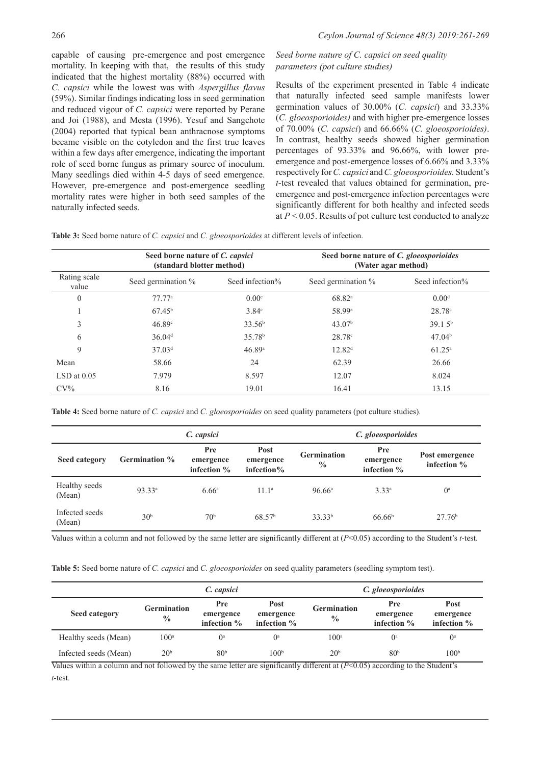capable of causing pre-emergence and post emergence mortality. In keeping with that, the results of this study indicated that the highest mortality (88%) occurred with *C. capsici* while the lowest was with *Aspergillus flavus* (59%). Similar findings indicating loss in seed germination and reduced vigour of *C. capsici* were reported by Perane and Joi (1988), and Mesta (1996). Yesuf and Sangchote (2004) reported that typical bean anthracnose symptoms became visible on the cotyledon and the first true leaves within a few days after emergence, indicating the important role of seed borne fungus as primary source of inoculum. Many seedlings died within 4-5 days of seed emergence. However, pre-emergence and post-emergence seedling mortality rates were higher in both seed samples of the naturally infected seeds.

### *Seed borne nature of C. capsici on seed quality parameters (pot culture studies)*

Results of the experiment presented in Table 4 indicate that naturally infected seed sample manifests lower germination values of 30.00% (*C. capsici*) and 33.33% (*C. gloeosporioides)* and with higher pre-emergence losses of 70.00% (*C. capsici*) and 66.66% (*C. gloeosporioides)*. In contrast, healthy seeds showed higher germination percentages of 93.33% and 96.66%, with lower pre-emergence and post-emergence losses of 6.66% and 3.33% respectively for *C. capsici* and *C. gloeosporioides.* Student's *t*-test revealed that values obtained for germination, pre-emergence and post-emergence infection percentages were significantly different for both healthy and infected seeds at $P < 0.05$. Results of pot culture test conducted to analyze

**Table 3:** Seed borne nature of *C. capsici* and *C. gloeosporioides* at different levels of infection.

| | Seed borne nature of *C. capsici* (standard blotter method) | | Seed borne nature of *C. gloeosporioides* (Water agar method) | |
|---|---|---|---|---|
| Rating scale value | Seed germination % | Seed infection% | Seed germination % | Seed infection% |
| 0 | 77.77[a] | 0.00[c] | 68.82[a] | 0.00[d] |
| 1 | 67.45[b] | 3.84[c] | 58.99[a] | 28.78[c] |
| 3 | 46.89[c] | 33.56[b] | 43.07[b] | 39.1 5[b] |
| 6 | 36.04[d] | 35.78[b] | 28.78[c] | 47.04[b] |
| 9 | 37.03[d] | 46.89[a] | 12.82[d] | 61.25[a] |
| Mean | 58.66 | 24 | 62.39 | 26.66 |
| LSD at 0.05 | 7.979 | 8.597 | 12.07 | 8.024 |
| CV% | 8.16 | 19.01 | 16.41 | 13.15 |

**Table 4:** Seed borne nature of *C. capsici* and *C. gloeosporioides* on seed quality parameters (pot culture studies).

| | *C. capsici* | | | *C. gloeosporioides* | | |
|---|---|---|---|---|---|---|
| **Seed category** | **Germination %** | **Pre emergence infection %** | **Post emergence infection%** | **Germination %** | **Pre emergence infection %** | **Post emergence infection %** |
| Healthy seeds (Mean) | 93.33[a] | 6.66[a] | 11.1[a] | 96.66[a] | 3.33[a] | 0[a] |
| Infected seeds (Mean) | 30[b] | 70[b] | 68.57[b] | 33.33[b] | 66.66[b] | 27.76[b] |

Values within a column and not followed by the same letter are significantly different at ($P$<0.05) according to the Student's *t*-test.

**Table 5:** Seed borne nature of *C. capsici* and *C. gloeosporioides* on seed quality parameters (seedling symptom test).

| | *C. capsici* | | | *C. gloeosporioides* | | |
|---|---|---|---|---|---|---|
| **Seed category** | **Germination %** | **Pre emergence infection %** | **Post emergence infection %** | **Germination %** | **Pre emergence infection %** | **Post emergence infection %** |
| Healthy seeds (Mean) | 100[a] | 0[a] | 0[a] | 100[a] | 0[a] | 0[a] |
| Infected seeds (Mean) | 20[b] | 80[b] | 100[b] | 20[b] | 80[b] | 100[b] |

Values within a column and not followed by the same letter are significantly different at ($P$<0.05) according to the Student's *t*-test.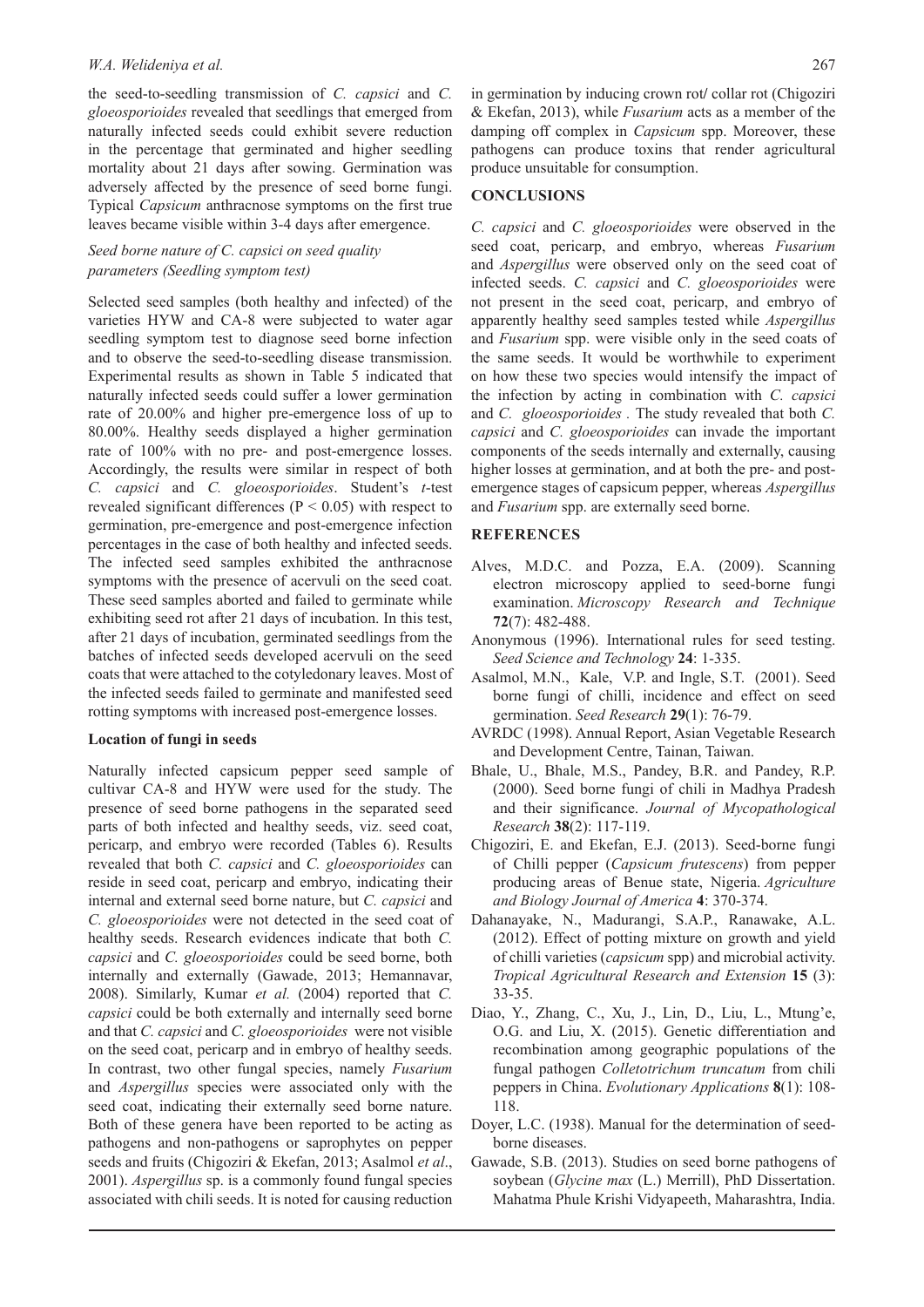the seed-to-seedling transmission of *C. capsici* and *C. gloeosporioides* revealed that seedlings that emerged from naturally infected seeds could exhibit severe reduction in the percentage that germinated and higher seedling mortality about 21 days after sowing. Germination was adversely affected by the presence of seed borne fungi. Typical *Capsicum* anthracnose symptoms on the first true leaves became visible within 3-4 days after emergence.

### *Seed borne nature of C. capsici on seed quality parameters (Seedling symptom test)*

Selected seed samples (both healthy and infected) of the varieties HYW and CA-8 were subjected to water agar seedling symptom test to diagnose seed borne infection and to observe the seed-to-seedling disease transmission. Experimental results as shown in Table 5 indicated that naturally infected seeds could suffer a lower germination rate of 20.00% and higher pre-emergence loss of up to 80.00%. Healthy seeds displayed a higher germination rate of 100% with no pre- and post-emergence losses. Accordingly, the results were similar in respect of both *C. capsici* and *C. gloeosporioides*. Student's *t*-test revealed significant differences ($P < 0.05$) with respect to germination, pre-emergence and post-emergence infection percentages in the case of both healthy and infected seeds. The infected seed samples exhibited the anthracnose symptoms with the presence of acervuli on the seed coat. These seed samples aborted and failed to germinate while exhibiting seed rot after 21 days of incubation. In this test, after 21 days of incubation, germinated seedlings from the batches of infected seeds developed acervuli on the seed coats that were attached to the cotyledonary leaves. Most of the infected seeds failed to germinate and manifested seed rotting symptoms with increased post-emergence losses.

### Location of fungi in seeds

Naturally infected capsicum pepper seed sample of cultivar CA-8 and HYW were used for the study. The presence of seed borne pathogens in the separated seed parts of both infected and healthy seeds, viz. seed coat, pericarp, and embryo were recorded (Tables 6). Results revealed that both *C. capsici* and *C. gloeosporioides* can reside in seed coat, pericarp and embryo, indicating their internal and external seed borne nature, but *C. capsici* and *C. gloeosporioides* were not detected in the seed coat of healthy seeds. Research evidences indicate that both *C. capsici* and *C. gloeosporioides* could be seed borne, both internally and externally (Gawade, 2013; Hemannavar, 2008). Similarly, Kumar *et al.* (2004) reported that *C. capsici* could be both externally and internally seed borne and that *C. capsici* and *C. gloeosporioides* were not visible on the seed coat, pericarp and in embryo of healthy seeds. In contrast, two other fungal species, namely *Fusarium* and *Aspergillus* species were associated only with the seed coat, indicating their externally seed borne nature. Both of these genera have been reported to be acting as pathogens and non-pathogens or saprophytes on pepper seeds and fruits (Chigoziri & Ekefan, 2013; Asalmol *et al*., 2001). *Aspergillus* sp. is a commonly found fungal species associated with chili seeds. It is noted for causing reduction in germination by inducing crown rot/ collar rot (Chigoziri & Ekefan, 2013), while *Fusarium* acts as a member of the damping off complex in *Capsicum* spp. Moreover, these pathogens can produce toxins that render agricultural produce unsuitable for consumption.

## CONCLUSIONS

*C. capsici* and *C. gloeosporioides* were observed in the seed coat, pericarp, and embryo, whereas *Fusarium* and *Aspergillus* were observed only on the seed coat of infected seeds. *C. capsici* and *C. gloeosporioides* were not present in the seed coat, pericarp, and embryo of apparently healthy seed samples tested while *Aspergillus* and *Fusarium* spp. were visible only in the seed coats of the same seeds. It would be worthwhile to experiment on how these two species would intensify the impact of the infection by acting in combination with *C. capsici* and *C. gloeosporioides* . The study revealed that both *C. capsici* and *C. gloeosporioides* can invade the important components of the seeds internally and externally, causing higher losses at germination, and at both the pre- and post-emergence stages of capsicum pepper, whereas *Aspergillus* and *Fusarium* spp. are externally seed borne.

## REFERENCES

Alves, M.D.C. and Pozza, E.A. (2009). Scanning electron microscopy applied to seed-borne fungi examination. *Microscopy Research and Technique* **72**(7): 482-488.

Anonymous (1996). International rules for seed testing. *Seed Science and Technology* **24**: 1-335.

Asalmol, M.N., Kale, V.P. and Ingle, S.T. (2001). Seed borne fungi of chilli, incidence and effect on seed germination. *Seed Research* **29**(1): 76-79.

AVRDC (1998). Annual Report, Asian Vegetable Research and Development Centre, Tainan, Taiwan.

Bhale, U., Bhale, M.S., Pandey, B.R. and Pandey, R.P. (2000). Seed borne fungi of chili in Madhya Pradesh and their significance. *Journal of Mycopathological Research* **38**(2): 117-119.

Chigoziri, E. and Ekefan, E.J. (2013). Seed-borne fungi of Chilli pepper (*Capsicum frutescens*) from pepper producing areas of Benue state, Nigeria. *Agriculture and Biology Journal of America* **4**: 370-374.

Dahanayake, N., Madurangi, S.A.P., Ranawake, A.L. (2012). Effect of potting mixture on growth and yield of chilli varieties (*capsicum* spp) and microbial activity. *Tropical Agricultural Research and Extension* **15** (3): 33-35.

Diao, Y., Zhang, C., Xu, J., Lin, D., Liu, L., Mtung'e, O.G. and Liu, X. (2015). Genetic differentiation and recombination among geographic populations of the fungal pathogen *Colletotrichum truncatum* from chili peppers in China. *Evolutionary Applications* **8**(1): 108-118.

Doyer, L.C. (1938). Manual for the determination of seed-borne diseases.

Gawade, S.B. (2013). Studies on seed borne pathogens of soybean (*Glycine max* (L.) Merrill), PhD Dissertation. Mahatma Phule Krishi Vidyapeeth, Maharashtra, India.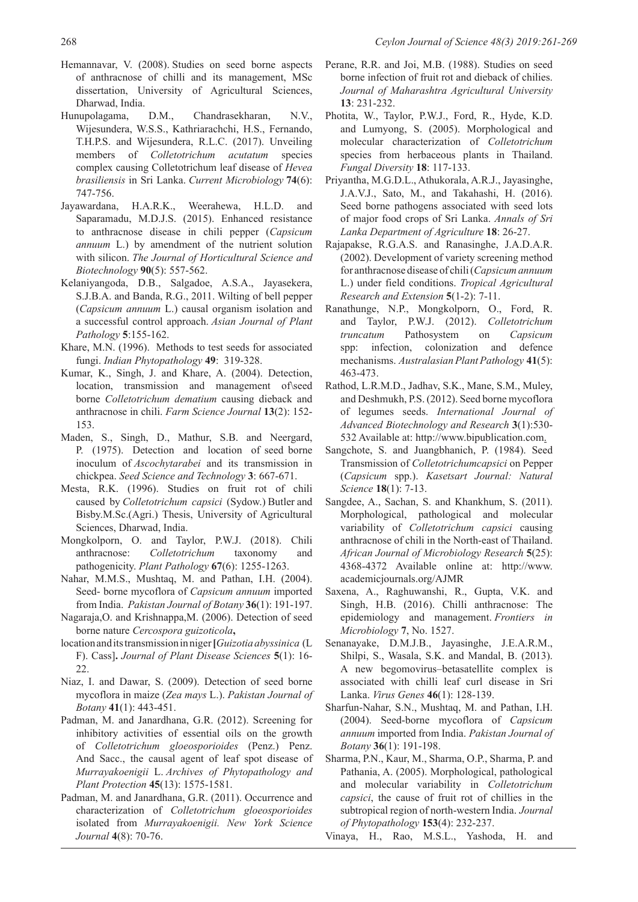Hemannavar, V. (2008). Studies on seed borne aspects of anthracnose of chilli and its management, MSc dissertation, University of Agricultural Sciences, Dharwad, India.

Hunupolagama, D.M., Chandrasekharan, N.V., Wijesundera, W.S.S., Kathriarachchi, H.S., Fernando, T.H.P.S. and Wijesundera, R.L.C. (2017). Unveiling members of *Colletotrichum acutatum* species complex causing Colletotrichum leaf disease of *Hevea brasiliensis* in Sri Lanka. *Current Microbiology* **74**(6): 747-756.

Jayawardana, H.A.R.K., Weerahewa, H.L.D. and Saparamadu, M.D.J.S. (2015). Enhanced resistance to anthracnose disease in chili pepper (*Capsicum annuum* L.) by amendment of the nutrient solution with silicon. *The Journal of Horticultural Science and Biotechnology* **90**(5): 557-562.

Kelaniyangoda, D.B., Salgadoe, A.S.A., Jayasekera, S.J.B.A. and Banda, R.G., 2011. Wilting of bell pepper (*Capsicum annuum* L.) causal organism isolation and a successful control approach. *Asian Journal of Plant Pathology* **5**:155-162.

Khare, M.N. (1996). Methods to test seeds for associated fungi. *Indian Phytopathology* **49**: 319-328.

Kumar, K., Singh, J. and Khare, A. (2004). Detection, location, transmission and management of\seed borne *Colletotrichum dematium* causing dieback and anthracnose in chili. *Farm Science Journal* **13**(2): 152-153.

Maden, S., Singh, D., Mathur, S.B. and Neergard, P. (1975). Detection and location of seed borne inoculum of *Ascochytarabei* and its transmission in chickpea. *Seed Science and Technology* **3**: 667-671.

Mesta, R.K. (1996). Studies on fruit rot of chili caused by *Colletotrichum capsici* (Sydow.) Butler and Bisby.M.Sc.(Agri.) Thesis, University of Agricultural Sciences, Dharwad, India.

Mongkolporn, O. and Taylor, P.W.J. (2018). Chili anthracnose: *Colletotrichum* taxonomy and pathogenicity. *Plant Pathology* **67**(6): 1255-1263.

Nahar, M.M.S., Mushtaq, M. and Pathan, I.H. (2004). Seed- borne mycoflora of *Capsicum annuum* imported from India. *Pakistan Journal of Botany* **36**(1): 191-197.

Nagaraja,O. and Krishnappa,M. (2006). Detection of seed borne nature *Cercospora guizoticola*, location and its transmission in niger **[***Guizotia abyssinica* (L F). Cass]**.** *Journal of Plant Disease Sciences* **5**(1): 16-22.

Niaz, I. and Dawar, S. (2009). Detection of seed borne mycoflora in maize (*Zea mays* L.). *Pakistan Journal of Botany* **41**(1): 443-451.

Padman, M. and Janardhana, G.R. (2012). Screening for inhibitory activities of essential oils on the growth of *Colletotrichum gloeosporioides* (Penz.) Penz. And Sacc., the causal agent of leaf spot disease of *Murrayakoenigii* L. *Archives of Phytopathology and Plant Protection* **45**(13): 1575-1581.

Padman, M. and Janardhana, G.R. (2011). Occurrence and characterization of *Colletotrichum gloeosporioides* isolated from *Murrayakoenigii. New York Science Journal* **4**(8): 70-76.

Perane, R.R. and Joi, M.B. (1988). Studies on seed borne infection of fruit rot and dieback of chilies. *Journal of Maharashtra Agricultural University* **13**: 231-232.

Photita, W., Taylor, P.W.J., Ford, R., Hyde, K.D. and Lumyong, S. (2005). Morphological and molecular characterization of *Colletotrichum* species from herbaceous plants in Thailand. *Fungal Diversity* **18**: 117-133.

Priyantha, M.G.D.L., Athukorala, A.R.J., Jayasinghe, J.A.V.J., Sato, M., and Takahashi, H. (2016). Seed borne pathogens associated with seed lots of major food crops of Sri Lanka. *Annals of Sri Lanka Department of Agriculture* **18**: 26-27.

Rajapakse, R.G.A.S. and Ranasinghe, J.A.D.A.R. (2002). Development of variety screening method for anthracnose disease of chili (*Capsicum annuum* L.) under field conditions. *Tropical Agricultural Research and Extension* **5**(1-2): 7-11.

Ranathunge, N.P., Mongkolporn, O., Ford, R. and Taylor, P.W.J. (2012). *Colletotrichum truncatum* Pathosystem on *Capsicum* spp: infection, colonization and defence mechanisms. *Australasian Plant Pathology* **41**(5): 463-473.

Rathod, L.R.M.D., Jadhav, S.K., Mane, S.M., Muley, and Deshmukh, P.S. (2012). Seed borne mycoflora of legumes seeds. *International Journal of Advanced Biotechnology and Research* **3**(1):530-532 Available at: http://www.bipublication.com.

Sangchote, S. and Juangbhanich, P. (1984). Seed Transmission of *Colletotrichumcapsici* on Pepper (*Capsicum* spp.). *Kasetsart Journal: Natural Science* **18**(1): 7-13.

Sangdee, A., Sachan, S. and Khankhum, S. (2011). Morphological, pathological and molecular variability of *Colletotrichum capsici* causing anthracnose of chili in the North-east of Thailand. *African Journal of Microbiology Research* **5**(25): 4368-4372 Available online at: http://www.academicjournals.org/AJMR

Saxena, A., Raghuwanshi, R., Gupta, V.K. and Singh, H.B. (2016). Chilli anthracnose: The epidemiology and management. *Frontiers in Microbiology* **7**, No. 1527.

Senanayake, D.M.J.B., Jayasinghe, J.E.A.R.M., Shilpi, S., Wasala, S.K. and Mandal, B. (2013). A new begomovirus–betasatellite complex is associated with chilli leaf curl disease in Sri Lanka. *Virus Genes* **46**(1): 128-139.

Sharfun-Nahar, S.N., Mushtaq, M. and Pathan, I.H. (2004). Seed-borne mycoflora of *Capsicum annuum* imported from India. *Pakistan Journal of Botany* **36**(1): 191-198.

Sharma, P.N., Kaur, M., Sharma, O.P., Sharma, P. and Pathania, A. (2005). Morphological, pathological and molecular variability in *Colletotrichum capsici*, the cause of fruit rot of chillies in the subtropical region of north-western India. *Journal of Phytopathology* **153**(4): 232-237.

Vinaya, H., Rao, M.S.L., Yashoda, H. and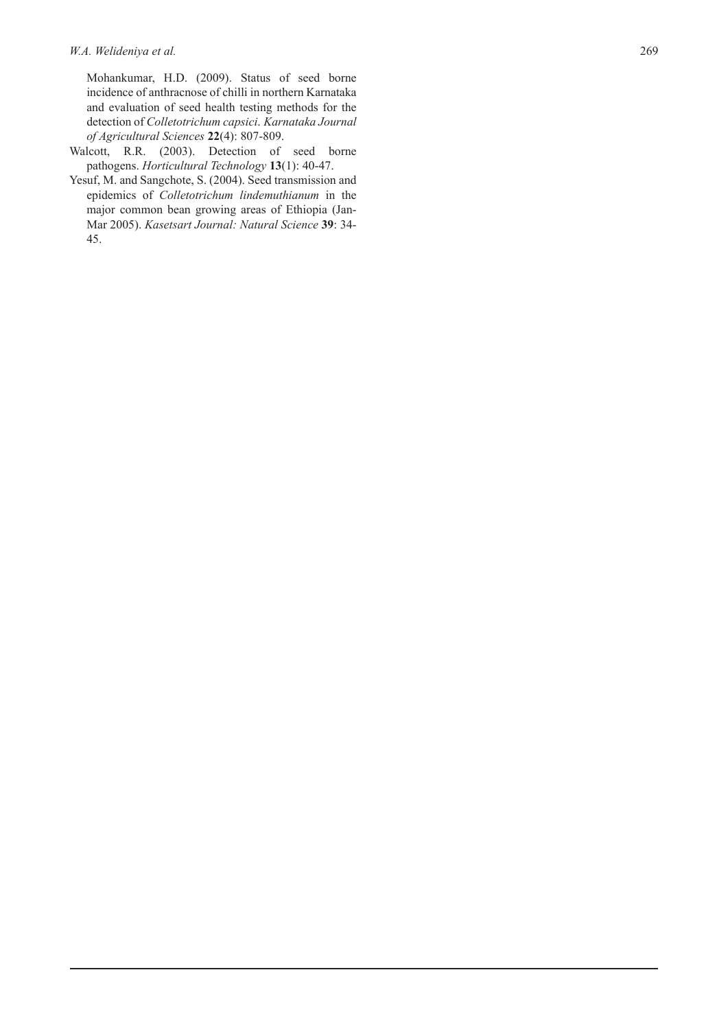Mohankumar, H.D. (2009). Status of seed borne incidence of anthracnose of chilli in northern Karnataka and evaluation of seed health testing methods for the detection of *Colletotrichum capsici*. *Karnataka Journal of Agricultural Sciences* **22**(4): 807-809.

Walcott, R.R. (2003). Detection of seed borne pathogens. *Horticultural Technology* **13**(1): 40-47.

Yesuf, M. and Sangchote, S. (2004). Seed transmission and epidemics of *Colletotrichum lindemuthianum* in the major common bean growing areas of Ethiopia (Jan-Mar 2005). *Kasetsart Journal: Natural Science* **39**: 34-45.